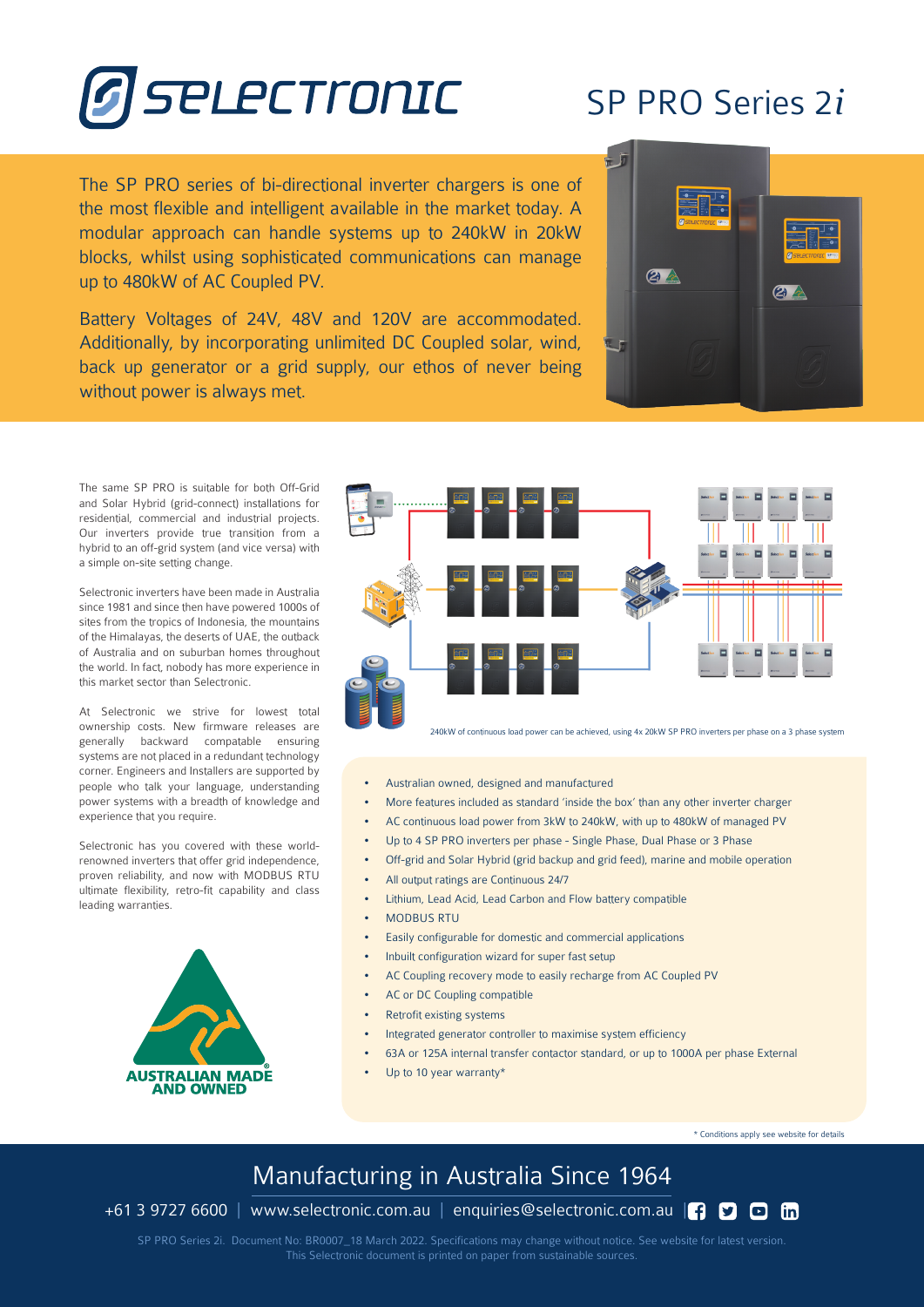# SELECTRONIC

## SP PRO Series 2*i*

The SP PRO series of bi-directional inverter chargers is one of the most flexible and intelligent available in the market today. A modular approach can handle systems up to 240kW in 20kW blocks, whilst using sophisticated communications can manage up to 480kW of AC Coupled PV.

Battery Voltages of 24V, 48V and 120V are accommodated. Additionally, by incorporating unlimited DC Coupled solar, wind, back up generator or a grid supply, our ethos of never being without power is always met.

The same SP PRO is suitable for both Off-Grid and Solar Hybrid (grid-connect) installations for residential, commercial and industrial projects. Our inverters provide true transition from a hybrid to an off-grid system (and vice versa) with a simple on-site setting change.

Selectronic inverters have been made in Australia since 1981 and since then have powered 1000s of sites from the tropics of Indonesia, the mountains of the Himalayas, the deserts of UAE, the outback of Australia and on suburban homes throughout the world. In fact, nobody has more experience in this market sector than Selectronic.

At Selectronic we strive for lowest total ownership costs. New firmware releases are generally backward compatable ensuring systems are not placed in a redundant technology corner. Engineers and Installers are supported by people who talk your language, understanding power systems with a breadth of knowledge and experience that you require.

Selectronic has you covered with these world-renowned inverters that offer grid independence, proven reliability, and now with MODBUS RTU ultimate flexibility, retro-fit capability and class leading warranties.

AUSTRALIAN MADE AND OWNED

240kW of continuous load power can be achieved, using 4x 20kW SP PRO inverters per phase on a 3 phase system

- Australian owned, designed and manufactured
- More features included as standard 'inside the box' than any other inverter charger
- AC continuous load power from 3kW to 240kW, with up to 480kW of managed PV
- Up to 4 SP PRO inverters per phase - Single Phase, Dual Phase or 3 Phase
- Off-grid and Solar Hybrid (grid backup and grid feed), marine and mobile operation
- All output ratings are Continuous 24/7
- Lithium, Lead Acid, Lead Carbon and Flow battery compatible
- MODBUS RTU
- Easily configurable for domestic and commercial applications
- Inbuilt configuration wizard for super fast setup
- AC Coupling recovery mode to easily recharge from AC Coupled PV
- AC or DC Coupling compatible
- Retrofit existing systems
- Integrated generator controller to maximise system efficiency
- 63A or 125A internal transfer contactor standard, or up to 1000A per phase External
- Up to 10 year warranty*

\* Conditions apply see website for details

## Manufacturing in Australia Since 1964

+61 3 9727 6600 | www.selectronic.com.au | enquiries@selectronic.com.au

SP PRO Series 2i. Document No: BR0007_18 March 2022. Specifications may change without notice. See website for latest version. This Selectronic document is printed on paper from sustainable sources.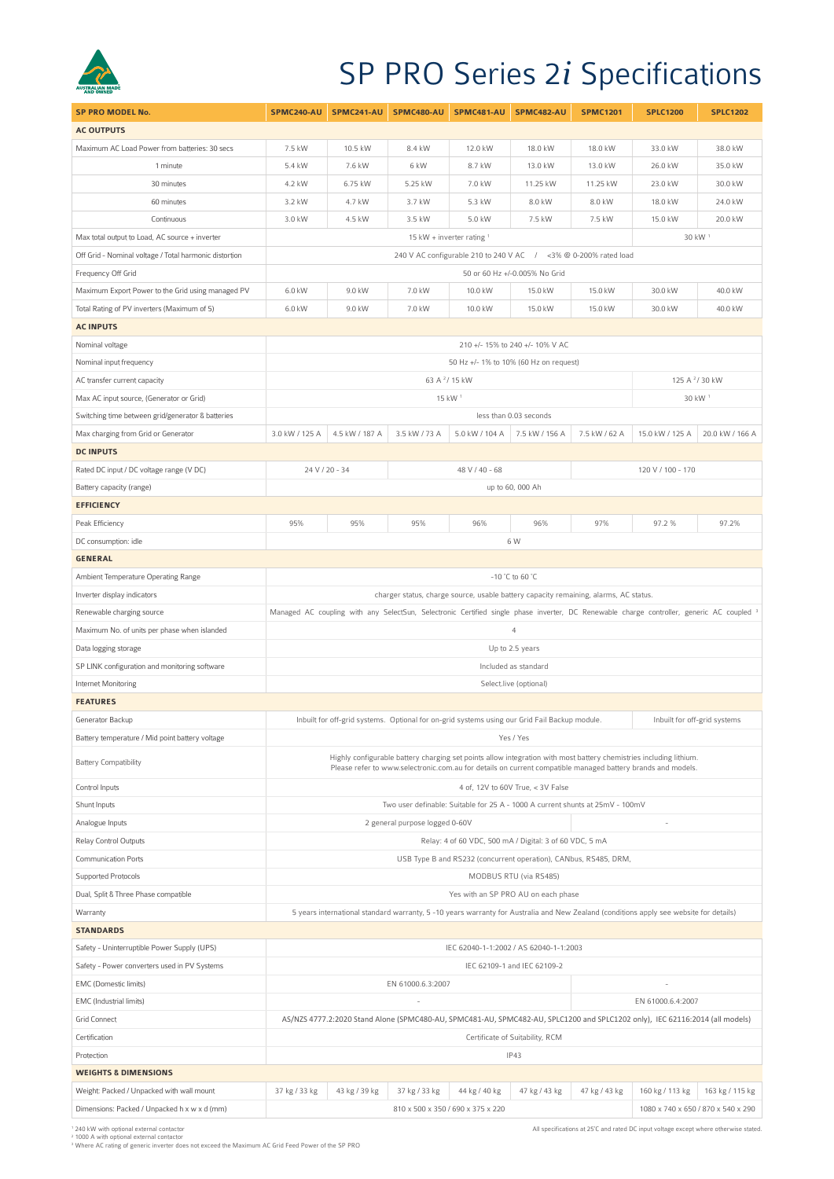# SP PRO Series 2*i* Specifications

| SP PRO MODEL No. | SPMC240-AU | SPMC241-AU | SPMC480-AU | SPMC481-AU | SPMC482-AU | SPMC1201 | SPLC1200 | SPLC1202 |
|---|---|---|---|---|---|---|---|---|
| **AC OUTPUTS** | | | | | | | | |
| Maximum AC Load Power from batteries: 30 secs | 7.5 kW | 10.5 kW | 8.4 kW | 12.0 kW | 18.0 kW | 18.0 kW | 33.0 kW | 38.0 kW |
| 1 minute | 5.4 kW | 7.6 kW | 6 kW | 8.7 kW | 13.0 kW | 13.0 kW | 26.0 kW | 35.0 kW |
| 30 minutes | 4.2 kW | 6.75 kW | 5.25 kW | 7.0 kW | 11.25 kW | 11.25 kW | 23.0 kW | 30.0 kW |
| 60 minutes | 3.2 kW | 4.7 kW | 3.7 kW | 5.3 kW | 8.0 kW | 8.0 kW | 18.0 kW | 24.0 kW |
| Continuous | 3.0 kW | 4.5 kW | 3.5 kW | 5.0 kW | 7.5 kW | 7.5 kW | 15.0 kW | 20.0 kW |
| Max total output to Load, AC source + inverter | 15 kW + inverter rating [1] | | | | | | 30 kW [1] | |
| Off Grid - Nominal voltage / Total harmonic distortion | 240 V AC configurable 210 to 240 V AC / <3% @ 0-200% rated load | | | | | | | |
| Frequency Off Grid | 50 or 60 Hz +/-0.005% No Grid | | | | | | | |
| Maximum Export Power to the Grid using managed PV | 6.0 kW | 9.0 kW | 7.0 kW | 10.0 kW | 15.0 kW | 15.0 kW | 30.0 kW | 40.0 kW |
| Total Rating of PV inverters (Maximum of 5) | 6.0 kW | 9.0 kW | 7.0 kW | 10.0 kW | 15.0 kW | 15.0 kW | 30.0 kW | 40.0 kW |
| **AC INPUTS** | | | | | | | | |
| Nominal voltage | 210 +/- 15% to 240 +/- 10% V AC | | | | | | | |
| Nominal input frequency | 50 Hz +/- 1% to 10% (60 Hz on request) | | | | | | | |
| AC transfer current capacity | 63 A [2] / 15 kW | | | | | | 125 A [2] / 30 kW | |
| Max AC input source, (Generator or Grid) | 15 kW [1] | | | | | | 30 kW [1] | |
| Switching time between grid/generator & batteries | less than 0.03 seconds | | | | | | | |
| Max charging from Grid or Generator | 3.0 kW / 125 A | 4.5 kW / 187 A | 3.5 kW / 73 A | 5.0 kW / 104 A | 7.5 kW / 156 A | 7.5 kW / 62 A | 15.0 kW / 125 A | 20.0 kW / 166 A |
| **DC INPUTS** | | | | | | | | |
| Rated DC input / DC voltage range (V DC) | 24 V / 20 - 34 | | 48 V / 40 - 68 | | | 120 V / 100 - 170 | | |
| Battery capacity (range) | up to 60, 000 Ah | | | | | | | |
| **EFFICIENCY** | | | | | | | | |
| Peak Efficiency | 95% | 95% | 95% | 96% | 96% | 97% | 97.2 % | 97.2% |
| DC consumption: idle | 6 W | | | | | | | |
| **GENERAL** | | | | | | | | |
| Ambient Temperature Operating Range | -10 °C to 60 °C | | | | | | | |
| Inverter display indicators | charger status, charge source, usable battery capacity remaining, alarms, AC status. | | | | | | | |
| Renewable charging source | Managed AC coupling with any SelectSun, Selectronic Certified single phase inverter, DC Renewable charge controller, generic AC coupled [3] | | | | | | | |
| Maximum No. of units per phase when islanded | 4 | | | | | | | |
| Data logging storage | Up to 2.5 years | | | | | | | |
| SP LINK configuration and monitoring software | Included as standard | | | | | | | |
| Internet Monitoring | Select.live (optional) | | | | | | | |
| **FEATURES** | | | | | | | | |
| Generator Backup | Inbuilt for off-grid systems. Optional for on-grid systems using our Grid Fail Backup module. | | | | | | Inbuilt for off-grid systems | |
| Battery temperature / Mid point battery voltage | Yes / Yes | | | | | | | |
| Battery Compatibility | Highly configurable battery charging set points allow integration with most battery chemistries including lithium. Please refer to www.selectronic.com.au for details on current compatible managed battery brands and models. | | | | | | | |
| Control Inputs | 4 of, 12V to 60V True, < 3V False | | | | | | | |
| Shunt Inputs | Two user definable: Suitable for 25 A - 1000 A current shunts at 25mV - 100mV | | | | | | | |
| Analogue Inputs | 2 general purpose logged 0-60V | | | | | | - | |
| Relay Control Outputs | Relay: 4 of 60 VDC, 500 mA / Digital: 3 of 60 VDC, 5 mA | | | | | | | |
| Communication Ports | USB Type B and RS232 (concurrent operation), CANbus, RS485, DRM, | | | | | | | |
| Supported Protocols | MODBUS RTU (via RS485) | | | | | | | |
| Dual, Split & Three Phase compatible | Yes with an SP PRO AU on each phase | | | | | | | |
| Warranty | 5 years international standard warranty, 5 -10 years warranty for Australia and New Zealand (conditions apply see website for details) | | | | | | | |
| **STANDARDS** | | | | | | | | |
| Safety - Uninterruptible Power Supply (UPS) | IEC 62040-1-1:2002 / AS 62040-1-1:2003 | | | | | | | |
| Safety - Power converters used in PV Systems | IEC 62109-1 and IEC 62109-2 | | | | | | | |
| EMC (Domestic limits) | EN 61000.6.3:2007 | | | | | | - | |
| EMC (Industrial limits) | - | | | | | EN 61000.6.4:2007 | | |
| Grid Connect | AS/NZS 4777.2:2020 Stand Alone (SPMC480-AU, SPMC481-AU, SPMC482-AU, SPLC1200 and SPLC1202 only), IEC 62116:2014 (all models) | | | | | | | |
| Certification | Certificate of Suitability, RCM | | | | | | | |
| Protection | IP43 | | | | | | | |
| **WEIGHTS & DIMENSIONS** | | | | | | | | |
| Weight: Packed / Unpacked with wall mount | 37 kg / 33 kg | 43 kg / 39 kg | 37 kg / 33 kg | 44 kg / 40 kg | 47 kg / 43 kg | 47 kg / 43 kg | 160 kg / 113 kg | 163 kg / 115 kg |
| Dimensions: Packed / Unpacked h x w x d (mm) | 810 x 500 x 350 / 690 x 375 x 220 | | | | | | 1080 x 740 x 650 / 870 x 540 x 290 | |

[1] 240 kW with optional external contactor
[2] 1000 A with optional external contactor
[3] Where AC rating of generic inverter does not exceed the Maximum AC Grid Feed Power of the SP PRO

All specifications at 25°C and rated DC input voltage except where otherwise stated.